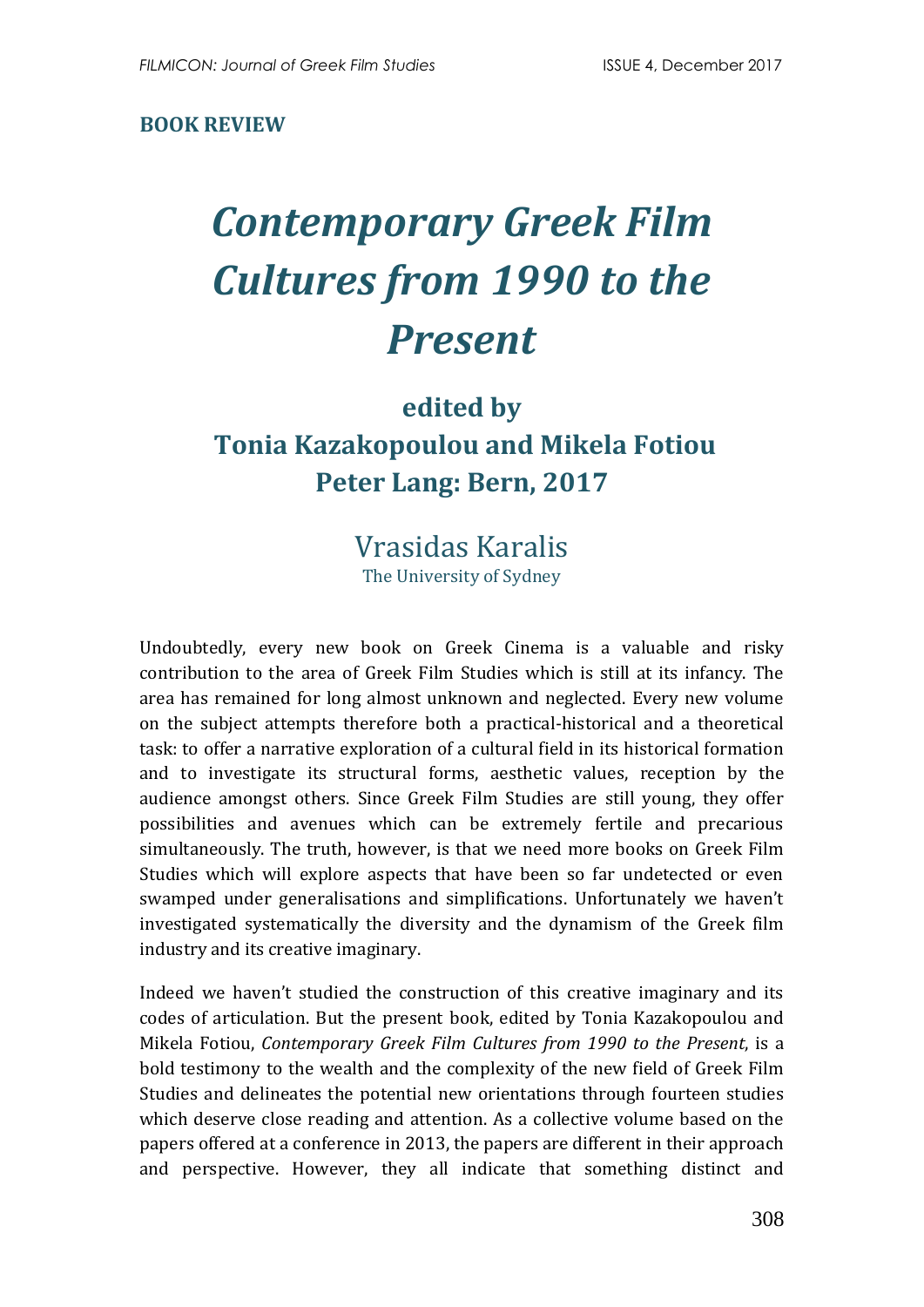**BOOK REVIEW**

# *Contemporary Greek Film Cultures from 1990 to the Present*

## edited by Tonia Kazakopoulou and Mikela Fotiou Peter Lang: Bern, 2017

### Vrasidas Karalis

The University of Sydney

Undoubtedly, every new book on Greek Cinema is a valuable and risky contribution to the area of Greek Film Studies which is still at its infancy. The area has remained for long almost unknown and neglected. Every new volume on the subject attempts therefore both a practical-historical and a theoretical task: to offer a narrative exploration of a cultural field in its historical formation and to investigate its structural forms, aesthetic values, reception by the audience amongst others. Since Greek Film Studies are still young, they offer possibilities and avenues which can be extremely fertile and precarious simultaneously. The truth, however, is that we need more books on Greek Film Studies which will explore aspects that have been so far undetected or even swamped under generalisations and simplifications. Unfortunately we haven't investigated systematically the diversity and the dynamism of the Greek film industry and its creative imaginary.

Indeed we haven't studied the construction of this creative imaginary and its codes of articulation. But the present book, edited by Tonia Kazakopoulou and Mikela Fotiou, *Contemporary Greek Film Cultures from 1990 to the Present*, is a bold testimony to the wealth and the complexity of the new field of Greek Film Studies and delineates the potential new orientations through fourteen studies which deserve close reading and attention. As a collective volume based on the papers offered at a conference in 2013, the papers are different in their approach and perspective. However, they all indicate that something distinct and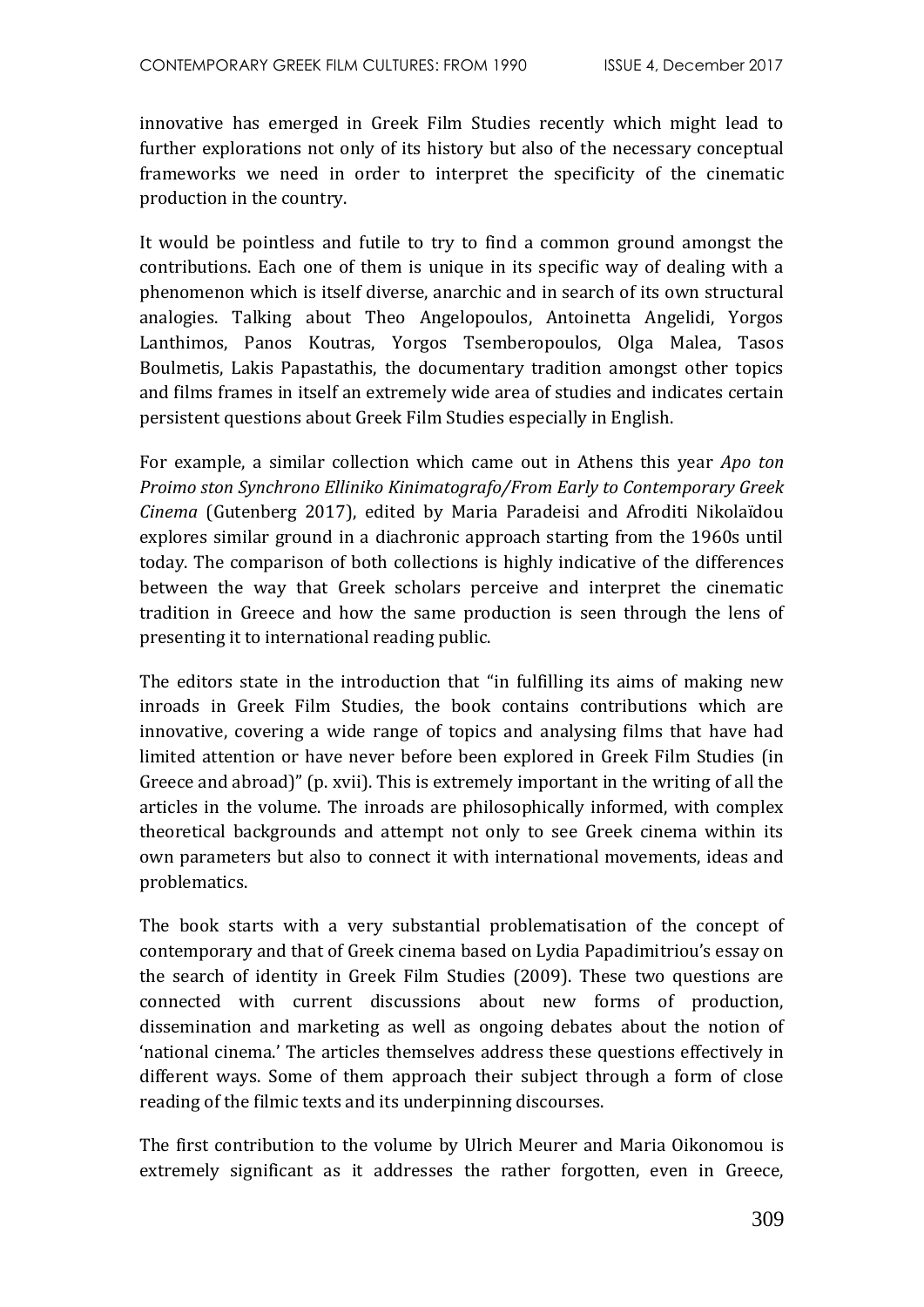innovative has emerged in Greek Film Studies recently which might lead to further explorations not only of its history but also of the necessary conceptual frameworks we need in order to interpret the specificity of the cinematic production in the country.

It would be pointless and futile to try to find a common ground amongst the contributions. Each one of them is unique in its specific way of dealing with a phenomenon which is itself diverse, anarchic and in search of its own structural analogies. Talking about Theo Angelopoulos, Antoinetta Angelidi, Yorgos Lanthimos, Panos Koutras, Yorgos Tsemberopoulos, Olga Malea, Tasos Boulmetis, Lakis Papastathis, the documentary tradition amongst other topics and films frames in itself an extremely wide area of studies and indicates certain persistent questions about Greek Film Studies especially in English.

For example, a similar collection which came out in Athens this year *Apo ton Proimo ston Synchrono Elliniko Kinimatografo/From Early to Contemporary Greek Cinema* (Gutenberg 2017), edited by Maria Paradeisi and Afroditi Nikolaïdou explores similar ground in a diachronic approach starting from the 1960s until today. The comparison of both collections is highly indicative of the differences between the way that Greek scholars perceive and interpret the cinematic tradition in Greece and how the same production is seen through the lens of presenting it to international reading public.

The editors state in the introduction that "in fulfilling its aims of making new inroads in Greek Film Studies, the book contains contributions which are innovative, covering a wide range of topics and analysing films that have had limited attention or have never before been explored in Greek Film Studies (in Greece and abroad)" (p. xvii). This is extremely important in the writing of all the articles in the volume. The inroads are philosophically informed, with complex theoretical backgrounds and attempt not only to see Greek cinema within its own parameters but also to connect it with international movements, ideas and problematics.

The book starts with a very substantial problematisation of the concept of contemporary and that of Greek cinema based on Lydia Papadimitriou's essay on the search of identity in Greek Film Studies (2009). These two questions are connected with current discussions about new forms of production, dissemination and marketing as well as ongoing debates about the notion of 'national cinema.' The articles themselves address these questions effectively in different ways. Some of them approach their subject through a form of close reading of the filmic texts and its underpinning discourses.

The first contribution to the volume by Ulrich Meurer and Maria Oikonomou is extremely significant as it addresses the rather forgotten, even in Greece,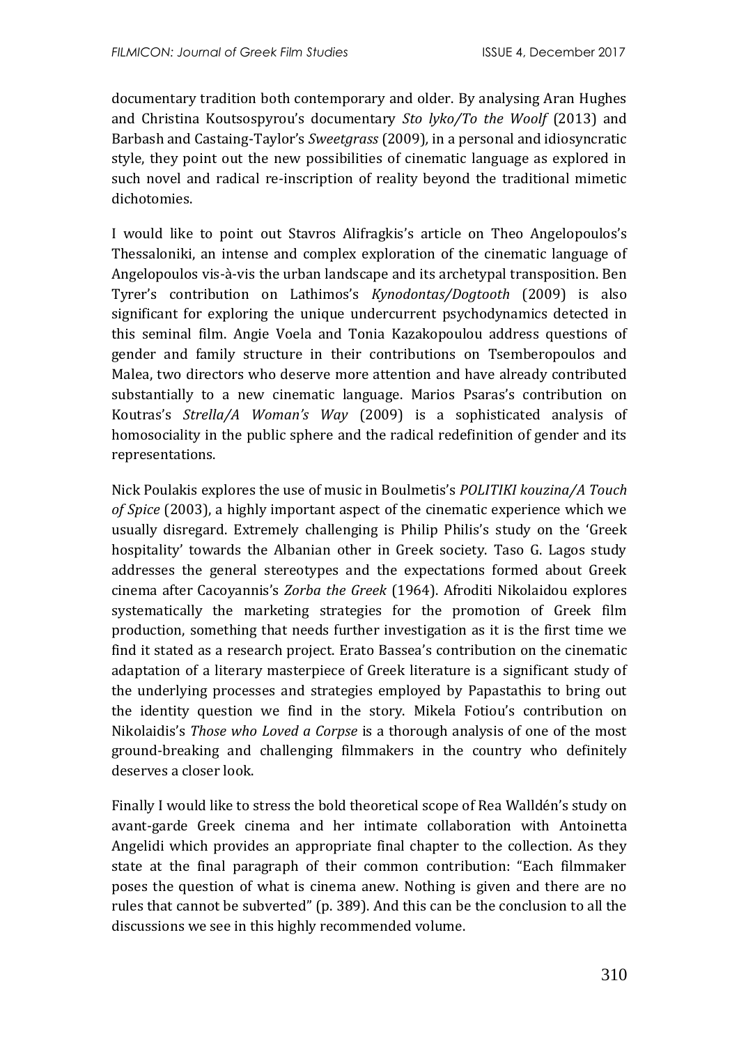documentary tradition both contemporary and older. By analysing Aran Hughes and Christina Koutsospyrou's documentary *Sto lyko/To the Woolf* (2013) and Barbash and Castaing-Taylor's *Sweetgrass* (2009), in a personal and idiosyncratic style, they point out the new possibilities of cinematic language as explored in such novel and radical re-inscription of reality beyond the traditional mimetic dichotomies.

I would like to point out Stavros Alifragkis's article on Theo Angelopoulos's Thessaloniki, an intense and complex exploration of the cinematic language of Angelopoulos vis-à-vis the urban landscape and its archetypal transposition. Ben Tyrer's contribution on Lathimos's *Kynodontas/Dogtooth* (2009) is also significant for exploring the unique undercurrent psychodynamics detected in this seminal film. Angie Voela and Tonia Kazakopoulou address questions of gender and family structure in their contributions on Tsemberopoulos and Malea, two directors who deserve more attention and have already contributed substantially to a new cinematic language. Marios Psaras's contribution on Koutras's *Strella/A Woman's Way* (2009) is a sophisticated analysis of homosociality in the public sphere and the radical redefinition of gender and its representations.

Nick Poulakis explores the use of music in Boulmetis's *POLITIKI kouzina/A Touch of Spice* (2003), a highly important aspect of the cinematic experience which we usually disregard. Extremely challenging is Philip Philis's study on the 'Greek hospitality' towards the Albanian other in Greek society. Taso G. Lagos study addresses the general stereotypes and the expectations formed about Greek cinema after Cacoyannis's *Zorba the Greek* (1964). Afroditi Nikolaidou explores systematically the marketing strategies for the promotion of Greek film production, something that needs further investigation as it is the first time we find it stated as a research project. Erato Bassea's contribution on the cinematic adaptation of a literary masterpiece of Greek literature is a significant study of the underlying processes and strategies employed by Papastathis to bring out the identity question we find in the story. Mikela Fotiou's contribution on Nikolaidis's *Those who Loved a Corpse* is a thorough analysis of one of the most ground-breaking and challenging filmmakers in the country who definitely deserves a closer look.

Finally I would like to stress the bold theoretical scope of Rea Walldén's study on avant-garde Greek cinema and her intimate collaboration with Antoinetta Angelidi which provides an appropriate final chapter to the collection. As they state at the final paragraph of their common contribution: "Each filmmaker poses the question of what is cinema anew. Nothing is given and there are no rules that cannot be subverted" (p. 389). And this can be the conclusion to all the discussions we see in this highly recommended volume.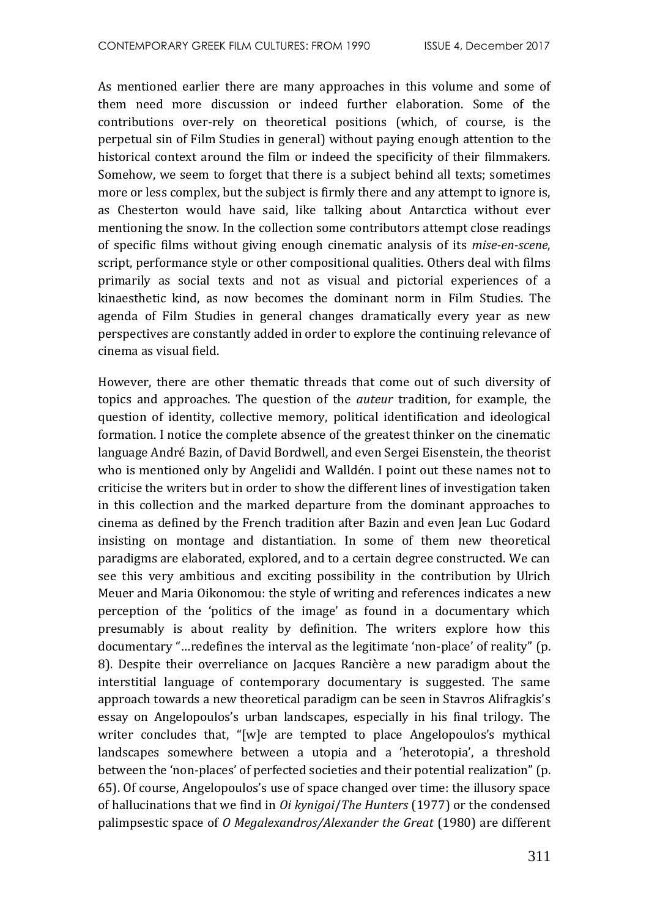As mentioned earlier there are many approaches in this volume and some of them need more discussion or indeed further elaboration. Some of the contributions over-rely on theoretical positions (which, of course, is the perpetual sin of Film Studies in general) without paying enough attention to the historical context around the film or indeed the specificity of their filmmakers. Somehow, we seem to forget that there is a subject behind all texts; sometimes more or less complex, but the subject is firmly there and any attempt to ignore is, as Chesterton would have said, like talking about Antarctica without ever mentioning the snow. In the collection some contributors attempt close readings of specific films without giving enough cinematic analysis of its *mise-en-scene*, script, performance style or other compositional qualities. Others deal with films primarily as social texts and not as visual and pictorial experiences of a kinaesthetic kind, as now becomes the dominant norm in Film Studies. The agenda of Film Studies in general changes dramatically every year as new perspectives are constantly added in order to explore the continuing relevance of cinema as visual field.

However, there are other thematic threads that come out of such diversity of topics and approaches. The question of the *auteur* tradition, for example, the question of identity, collective memory, political identification and ideological formation. I notice the complete absence of the greatest thinker on the cinematic language André Bazin, of David Bordwell, and even Sergei Eisenstein, the theorist who is mentioned only by Angelidi and Walldén. I point out these names not to criticise the writers but in order to show the different lines of investigation taken in this collection and the marked departure from the dominant approaches to cinema as defined by the French tradition after Bazin and even Jean Luc Godard insisting on montage and distantiation. In some of them new theoretical paradigms are elaborated, explored, and to a certain degree constructed. We can see this very ambitious and exciting possibility in the contribution by Ulrich Meuer and Maria Oikonomou: the style of writing and references indicates a new perception of the 'politics of the image' as found in a documentary which presumably is about reality by definition. The writers explore how this documentary "…redefines the interval as the legitimate 'non-place' of reality" (p. 8). Despite their overreliance on Jacques Rancière a new paradigm about the interstitial language of contemporary documentary is suggested. The same approach towards a new theoretical paradigm can be seen in Stavros Alifragkis's essay on Angelopoulos's urban landscapes, especially in his final trilogy. The writer concludes that, "[w]e are tempted to place Angelopoulos's mythical landscapes somewhere between a utopia and a 'heterotopia', a threshold between the 'non-places' of perfected societies and their potential realization" (p. 65). Of course, Angelopoulos's use of space changed over time: the illusory space of hallucinations that we find in *Oi kynigoi*/*The Hunters* (1977) or the condensed palimpsestic space of *O Megalexandros/Alexander the Great* (1980) are different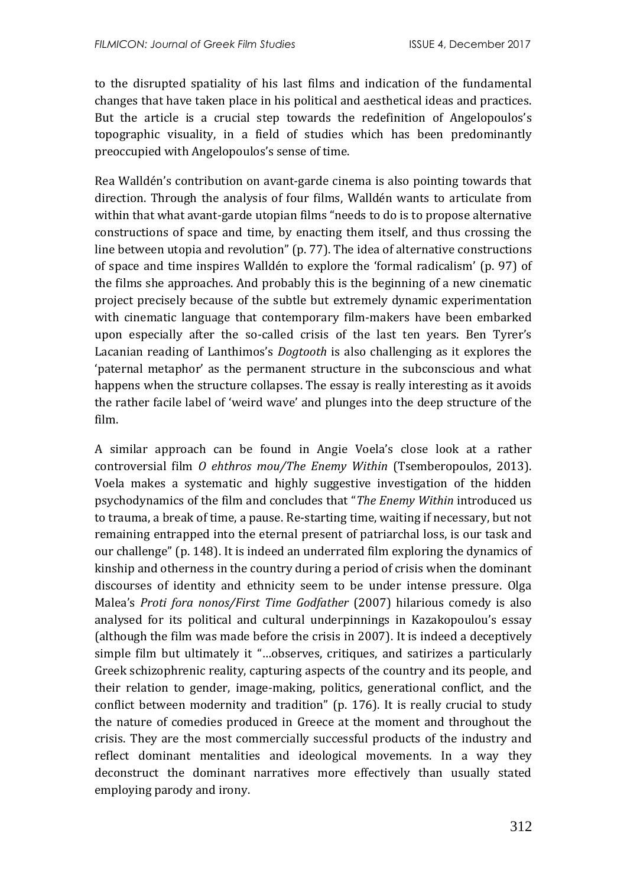to the disrupted spatiality of his last films and indication of the fundamental changes that have taken place in his political and aesthetical ideas and practices. But the article is a crucial step towards the redefinition of Angelopoulos's topographic visuality, in a field of studies which has been predominantly preoccupied with Angelopoulos's sense of time.

Rea Walldén's contribution on avant-garde cinema is also pointing towards that direction. Through the analysis of four films, Walldén wants to articulate from within that what avant-garde utopian films "needs to do is to propose alternative constructions of space and time, by enacting them itself, and thus crossing the line between utopia and revolution" (p. 77). The idea of alternative constructions of space and time inspires Walldén to explore the 'formal radicalism' (p. 97) of the films she approaches. And probably this is the beginning of a new cinematic project precisely because of the subtle but extremely dynamic experimentation with cinematic language that contemporary film-makers have been embarked upon especially after the so-called crisis of the last ten years. Ben Tyrer's Lacanian reading of Lanthimos's *Dogtooth* is also challenging as it explores the 'paternal metaphor' as the permanent structure in the subconscious and what happens when the structure collapses. The essay is really interesting as it avoids the rather facile label of 'weird wave' and plunges into the deep structure of the film.

A similar approach can be found in Angie Voela's close look at a rather controversial film *O ehthros mou/The Enemy Within* (Tsemberopoulos, 2013). Voela makes a systematic and highly suggestive investigation of the hidden psychodynamics of the film and concludes that "*The Enemy Within* introduced us to trauma, a break of time, a pause. Re-starting time, waiting if necessary, but not remaining entrapped into the eternal present of patriarchal loss, is our task and our challenge" (p. 148). It is indeed an underrated film exploring the dynamics of kinship and otherness in the country during a period of crisis when the dominant discourses of identity and ethnicity seem to be under intense pressure. Olga Malea's *Proti fora nonos/First Time Godfather* (2007) hilarious comedy is also analysed for its political and cultural underpinnings in Kazakopoulou's essay (although the film was made before the crisis in 2007). It is indeed a deceptively simple film but ultimately it "…observes, critiques, and satirizes a particularly Greek schizophrenic reality, capturing aspects of the country and its people, and their relation to gender, image-making, politics, generational conflict, and the conflict between modernity and tradition" (p. 176). It is really crucial to study the nature of comedies produced in Greece at the moment and throughout the crisis. They are the most commercially successful products of the industry and reflect dominant mentalities and ideological movements. In a way they deconstruct the dominant narratives more effectively than usually stated employing parody and irony.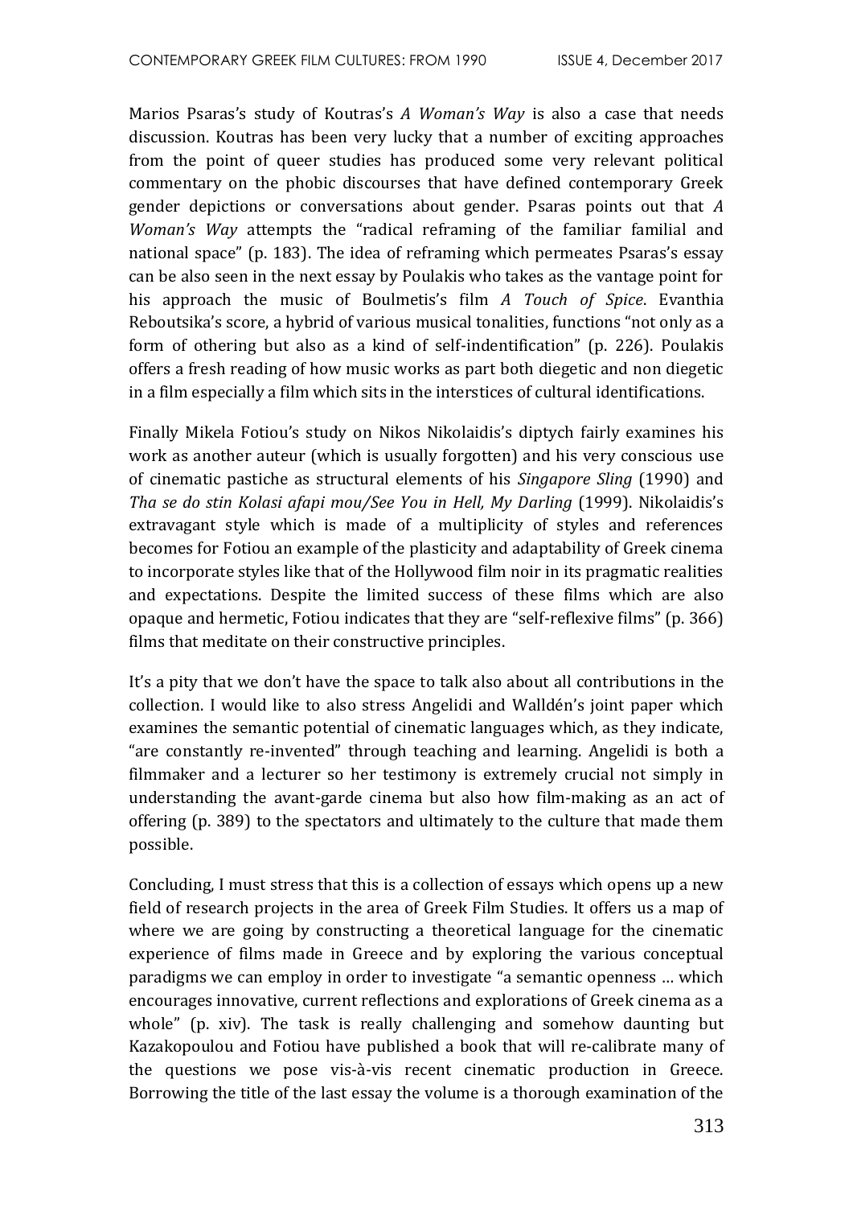Marios Psaras's study of Koutras's *A Woman's Way* is also a case that needs discussion. Koutras has been very lucky that a number of exciting approaches from the point of queer studies has produced some very relevant political commentary on the phobic discourses that have defined contemporary Greek gender depictions or conversations about gender. Psaras points out that *A Woman's Way* attempts the "radical reframing of the familiar familial and national space" (p. 183). The idea of reframing which permeates Psaras's essay can be also seen in the next essay by Poulakis who takes as the vantage point for his approach the music of Boulmetis's film *A Touch of Spice*. Evanthia Reboutsika's score, a hybrid of various musical tonalities, functions "not only as a form of othering but also as a kind of self-indentification" (p. 226). Poulakis offers a fresh reading of how music works as part both diegetic and non diegetic in a film especially a film which sits in the interstices of cultural identifications.

Finally Mikela Fotiou's study on Nikos Nikolaidis's diptych fairly examines his work as another auteur (which is usually forgotten) and his very conscious use of cinematic pastiche as structural elements of his *Singapore Sling* (1990) and *Tha se do stin Kolasi afapi mou/See You in Hell, My Darling* (1999). Nikolaidis's extravagant style which is made of a multiplicity of styles and references becomes for Fotiou an example of the plasticity and adaptability of Greek cinema to incorporate styles like that of the Hollywood film noir in its pragmatic realities and expectations. Despite the limited success of these films which are also opaque and hermetic, Fotiou indicates that they are "self-reflexive films" (p. 366) films that meditate on their constructive principles.

It's a pity that we don't have the space to talk also about all contributions in the collection. I would like to also stress Angelidi and Walldén's joint paper which examines the semantic potential of cinematic languages which, as they indicate, "are constantly re-invented" through teaching and learning. Angelidi is both a filmmaker and a lecturer so her testimony is extremely crucial not simply in understanding the avant-garde cinema but also how film-making as an act of offering (p. 389) to the spectators and ultimately to the culture that made them possible.

Concluding, I must stress that this is a collection of essays which opens up a new field of research projects in the area of Greek Film Studies. It offers us a map of where we are going by constructing a theoretical language for the cinematic experience of films made in Greece and by exploring the various conceptual paradigms we can employ in order to investigate "a semantic openness … which encourages innovative, current reflections and explorations of Greek cinema as a whole" (p. xiv). The task is really challenging and somehow daunting but Kazakopoulou and Fotiou have published a book that will re-calibrate many of the questions we pose vis-à-vis recent cinematic production in Greece. Borrowing the title of the last essay the volume is a thorough examination of the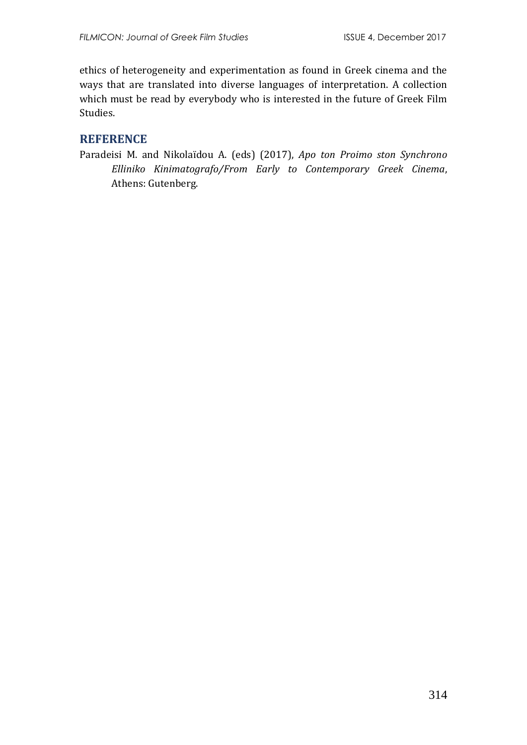ethics of heterogeneity and experimentation as found in Greek cinema and the ways that are translated into diverse languages of interpretation. A collection which must be read by everybody who is interested in the future of Greek Film Studies.

## REFERENCE

Paradeisi M. and Nikolaïdou A. (eds) (2017), *Apo ton Proimo ston Synchrono Elliniko Kinimatografo/From Early to Contemporary Greek Cinema*, Athens: Gutenberg.